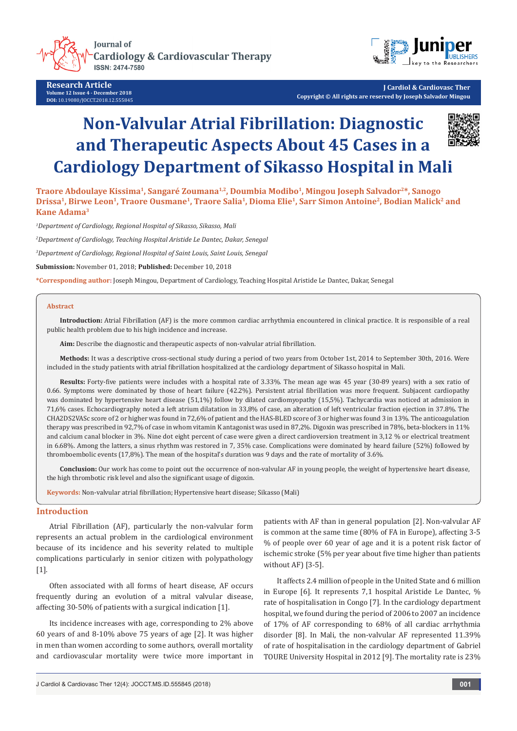# Non-Valvular Atrial Fibrillation: Diagnostic and Therapeutic Aspects About 45 Cases in a Cardiology Department of Sikasso Hospital in Mali

**Traore Abdoulaye Kissima[1], Sangaré Zoumana[1,2], Doumbia Modibo[1], Mingou Joseph Salvador[2]*, Sanogo Drissa[1], Birwe Leon[1], Traore Ousmane[1], Traore Salia[1], Dioma Elie[1], Sarr Simon Antoine[2], Bodian Malick[2] and Kane Adama[3]**

*[1]Department of Cardiology, Regional Hospital of Sikasso, Sikasso, Mali*

*[2]Department of Cardiology, Teaching Hospital Aristide Le Dantec, Dakar, Senegal*

*[3]Department of Cardiology, Regional Hospital of Saint Louis, Saint Louis, Senegal*

**Submission:** November 01, 2018; **Published:** December 10, 2018

**\*Corresponding author:** Joseph Mingou, Department of Cardiology, Teaching Hospital Aristide Le Dantec, Dakar, Senegal

## Abstract

**Introduction:** Atrial Fibrillation (AF) is the more common cardiac arrhythmia encountered in clinical practice. It is responsible of a real public health problem due to his high incidence and increase.

**Aim:** Describe the diagnostic and therapeutic aspects of non-valvular atrial fibrillation.

**Methods:** It was a descriptive cross-sectional study during a period of two years from October 1st, 2014 to September 30th, 2016. Were included in the study patients with atrial fibrillation hospitalized at the cardiology department of Sikasso hospital in Mali.

**Results:** Forty-five patients were includes with a hospital rate of 3.33%. The mean age was 45 year (30-89 years) with a sex ratio of 0.66. Symptoms were dominated by those of heart failure (42.2%). Persistent atrial fibrillation was more frequent. Subjacent cardiopathy was dominated by hypertensive heart disease (51,1%) follow by dilated cardiomyopathy (15,5%). Tachycardia was noticed at admission in 71,6% cases. Echocardiography noted a left atrium dilatation in 33,8% of case, an alteration of left ventricular fraction ejection in 37.8%. The CHA2DS2VASc score of 2 or higher was found in 72,6% of patient and the HAS-BLED score of 3 or higher was found 3 in 13%. The anticoagulation therapy was prescribed in 92,7% of case in whom vitamin K antagonist was used in 87,2%. Digoxin was prescribed in 78%, beta-blockers in 11% and calcium canal blocker in 3%. Nine dot eight percent of case were given a direct cardioversion treatment in 3,12 % or electrical treatment in 6.68%. Among the latters, a sinus rhythm was restored in 7, 35% case. Complications were dominated by heard failure (52%) followed by thromboembolic events (17,8%). The mean of the hospital's duration was 9 days and the rate of mortality of 3.6%.

**Conclusion:** Our work has come to point out the occurrence of non-valvular AF in young people, the weight of hypertensive heart disease, the high thrombotic risk level and also the significant usage of digoxin.

**Keywords:** Non-valvular atrial fibrillation; Hypertensive heart disease; Sikasso (Mali)

## Introduction

Atrial Fibrillation (AF), particularly the non-valvular form represents an actual problem in the cardiological environment because of its incidence and his severity related to multiple complications particularly in senior citizen with polypathology [1].

Often associated with all forms of heart disease, AF occurs frequently during an evolution of a mitral valvular disease, affecting 30-50% of patients with a surgical indication [1].

Its incidence increases with age, corresponding to 2% above 60 years of and 8-10% above 75 years of age [2]. It was higher in men than women according to some authors, overall mortality and cardiovascular mortality were twice more important in patients with AF than in general population [2]. Non-valvular AF is common at the same time (80% of FA in Europe), affecting 3-5 % of people over 60 year of age and it is a potent risk factor of ischemic stroke (5% per year about five time higher than patients without AF) [3-5].

It affects 2.4 million of people in the United State and 6 million in Europe [6]. It represents 7,1 hospital Aristide Le Dantec, % rate of hospitalisation in Congo [7]. In the cardiology department hospital, we found during the period of 2006 to 2007 an incidence of 17% of AF corresponding to 68% of all cardiac arrhythmia disorder [8]. In Mali, the non-valvular AF represented 11.39% of rate of hospitalisation in the cardiology department of Gabriel TOURE University Hospital in 2012 [9]. The mortality rate is 23%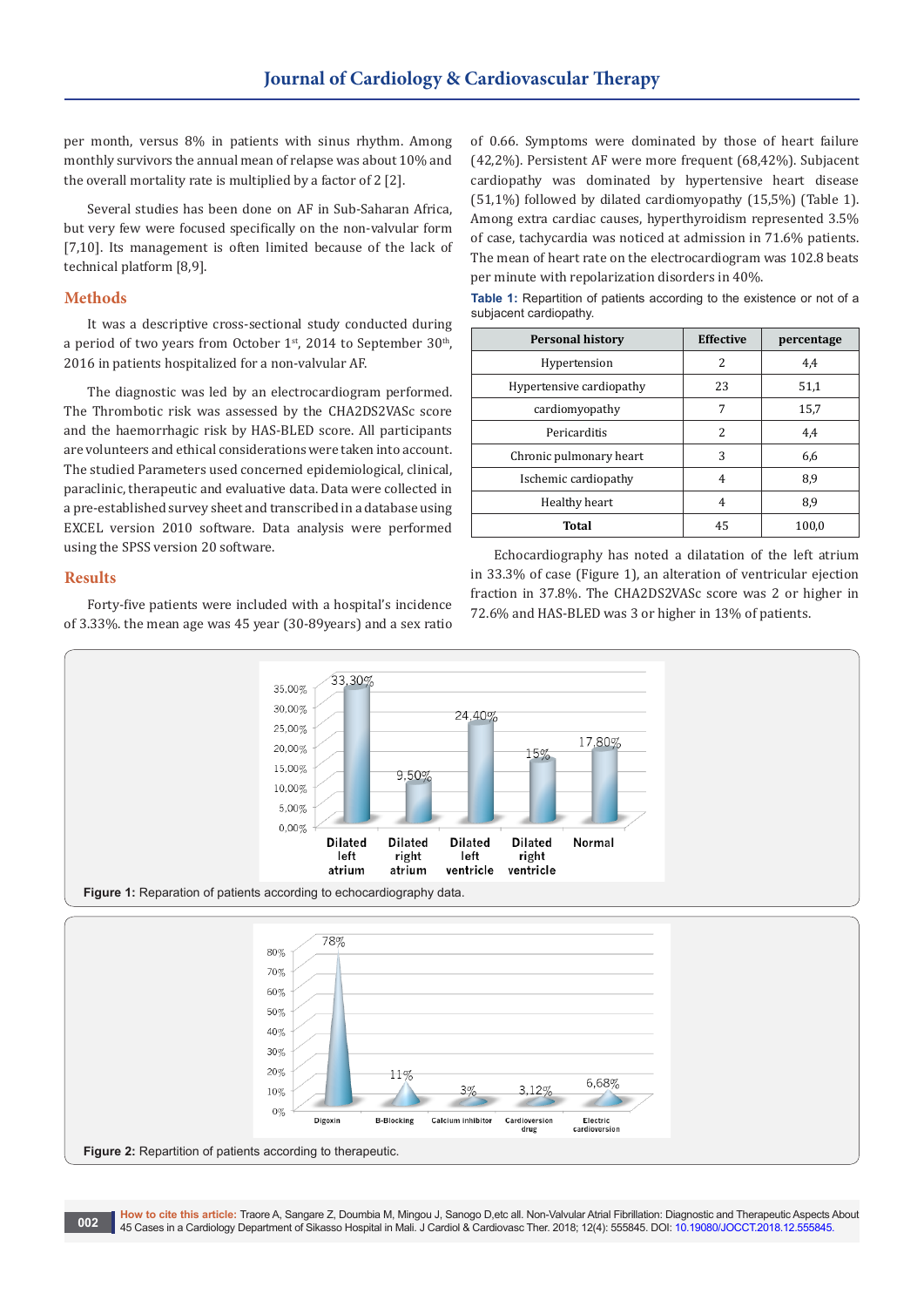per month, versus 8% in patients with sinus rhythm. Among monthly survivors the annual mean of relapse was about 10% and the overall mortality rate is multiplied by a factor of 2 [2].

Several studies has been done on AF in Sub-Saharan Africa, but very few were focused specifically on the non-valvular form [7,10]. Its management is often limited because of the lack of technical platform [8,9].

## Methods

It was a descriptive cross-sectional study conducted during a period of two years from October 1st, 2014 to September 30th, 2016 in patients hospitalized for a non-valvular AF.

The diagnostic was led by an electrocardiogram performed. The Thrombotic risk was assessed by the CHA2DS2VASc score and the haemorrhagic risk by HAS-BLED score. All participants are volunteers and ethical considerations were taken into account. The studied Parameters used concerned epidemiological, clinical, paraclinic, therapeutic and evaluative data. Data were collected in a pre-established survey sheet and transcribed in a database using EXCEL version 2010 software. Data analysis were performed using the SPSS version 20 software.

## Results

Forty-five patients were included with a hospital's incidence of 3.33%. the mean age was 45 year (30-89years) and a sex ratio of 0.66. Symptoms were dominated by those of heart failure (42,2%). Persistent AF were more frequent (68,42%). Subjacent cardiopathy was dominated by hypertensive heart disease (51,1%) followed by dilated cardiomyopathy (15,5%) (Table 1). Among extra cardiac causes, hyperthyroidism represented 3.5% of case, tachycardia was noticed at admission in 71.6% patients. The mean of heart rate on the electrocardiogram was 102.8 beats per minute with repolarization disorders in 40%.

**Table 1:** Repartition of patients according to the existence or not of a subjacent cardiopathy.

| Personal history | Effective | percentage |
|---|---|---|
| Hypertension | 2 | 4,4 |
| Hypertensive cardiopathy | 23 | 51,1 |
| cardiomyopathy | 7 | 15,7 |
| Pericarditis | 2 | 4,4 |
| Chronic pulmonary heart | 3 | 6,6 |
| Ischemic cardiopathy | 4 | 8,9 |
| Healthy heart | 4 | 8,9 |
| **Total** | 45 | 100,0 |

Echocardiography has noted a dilatation of the left atrium in 33.3% of case (Figure 1), an alteration of ventricular ejection fraction in 37.8%. The CHA2DS2VASc score was 2 or higher in 72.6% and HAS-BLED was 3 or higher in 13% of patients.

**Figure 1:** Reparation of patients according to echocardiography data.

**Figure 2:** Repartition of patients according to therapeutic.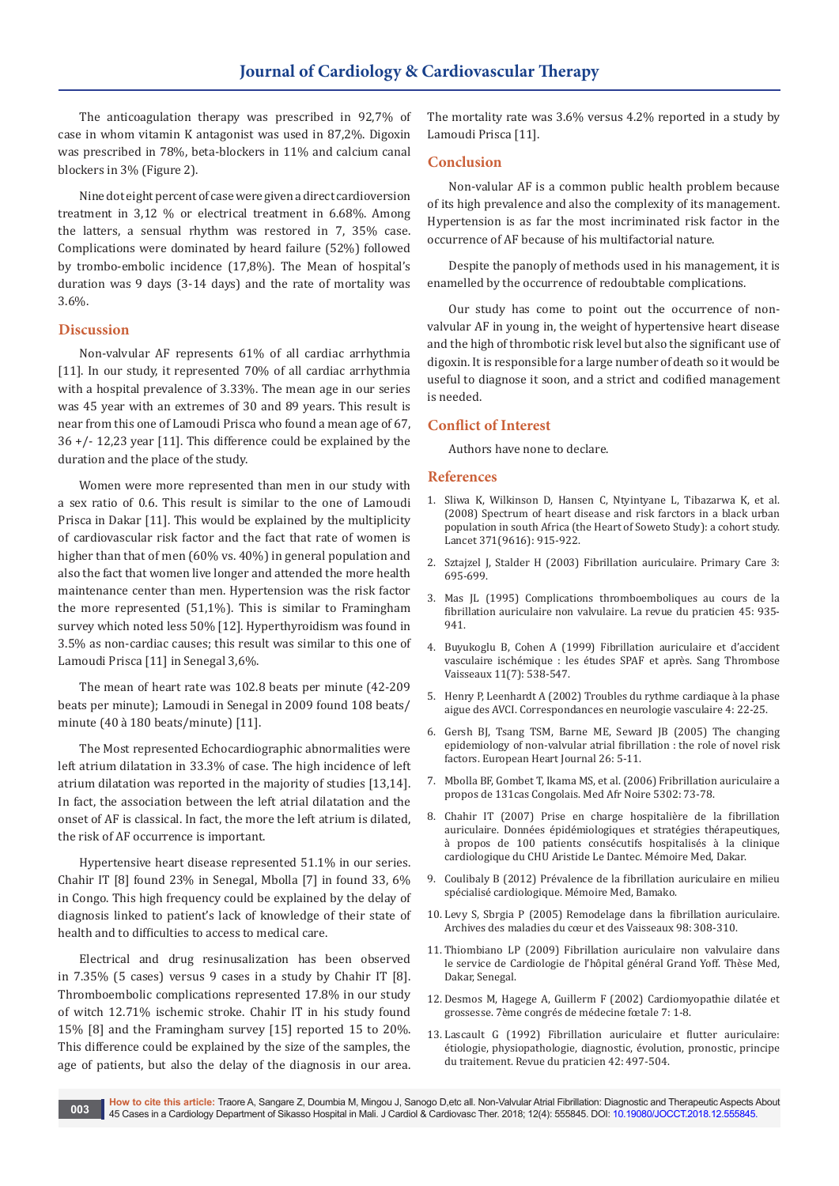The anticoagulation therapy was prescribed in 92,7% of case in whom vitamin K antagonist was used in 87,2%. Digoxin was prescribed in 78%, beta-blockers in 11% and calcium canal blockers in 3% (Figure 2).

Nine dot eight percent of case were given a direct cardioversion treatment in 3,12 % or electrical treatment in 6.68%. Among the latters, a sensual rhythm was restored in 7, 35% case. Complications were dominated by heard failure (52%) followed by trombo-embolic incidence (17,8%). The Mean of hospital's duration was 9 days (3-14 days) and the rate of mortality was 3.6%.

## Discussion

Non-valvular AF represents 61% of all cardiac arrhythmia [11]. In our study, it represented 70% of all cardiac arrhythmia with a hospital prevalence of 3.33%. The mean age in our series was 45 year with an extremes of 30 and 89 years. This result is near from this one of Lamoudi Prisca who found a mean age of 67, 36 +/- 12,23 year [11]. This difference could be explained by the duration and the place of the study.

Women were more represented than men in our study with a sex ratio of 0.6. This result is similar to the one of Lamoudi Prisca in Dakar [11]. This would be explained by the multiplicity of cardiovascular risk factor and the fact that rate of women is higher than that of men (60% vs. 40%) in general population and also the fact that women live longer and attended the more health maintenance center than men. Hypertension was the risk factor the more represented (51,1%). This is similar to Framingham survey which noted less 50% [12]. Hyperthyroidism was found in 3.5% as non-cardiac causes; this result was similar to this one of Lamoudi Prisca [11] in Senegal 3,6%.

The mean of heart rate was 102.8 beats per minute (42-209 beats per minute); Lamoudi in Senegal in 2009 found 108 beats/minute (40 à 180 beats/minute) [11].

The Most represented Echocardiographic abnormalities were left atrium dilatation in 33.3% of case. The high incidence of left atrium dilatation was reported in the majority of studies [13,14]. In fact, the association between the left atrial dilatation and the onset of AF is classical. In fact, the more the left atrium is dilated, the risk of AF occurrence is important.

Hypertensive heart disease represented 51.1% in our series. Chahir IT [8] found 23% in Senegal, Mbolla [7] in found 33, 6% in Congo. This high frequency could be explained by the delay of diagnosis linked to patient's lack of knowledge of their state of health and to difficulties to access to medical care.

Electrical and drug resinusalization has been observed in 7.35% (5 cases) versus 9 cases in a study by Chahir IT [8]. Thromboembolic complications represented 17.8% in our study of witch 12.71% ischemic stroke. Chahir IT in his study found 15% [8] and the Framingham survey [15] reported 15 to 20%. This difference could be explained by the size of the samples, the age of patients, but also the delay of the diagnosis in our area. The mortality rate was 3.6% versus 4.2% reported in a study by Lamoudi Prisca [11].

## Conclusion

Non-valular AF is a common public health problem because of its high prevalence and also the complexity of its management. Hypertension is as far the most incriminated risk factor in the occurrence of AF because of his multifactorial nature.

Despite the panoply of methods used in his management, it is enamelled by the occurrence of redoubtable complications.

Our study has come to point out the occurrence of non-valvular AF in young in, the weight of hypertensive heart disease and the high of thrombotic risk level but also the significant use of digoxin. It is responsible for a large number of death so it would be useful to diagnose it soon, and a strict and codified management is needed.

## Conflict of Interest

Authors have none to declare.

## References

1. Sliwa K, Wilkinson D, Hansen C, Ntyintyane L, Tibazarwa K, et al. (2008) Spectrum of heart disease and risk farctors in a black urban population in south Africa (the Heart of Soweto Study): a cohort study. Lancet 371(9616): 915-922.
2. Sztajzel J, Stalder H (2003) Fibrillation auriculaire. Primary Care 3: 695-699.
3. Mas JL (1995) Complications thromboemboliques au cours de la fibrillation auriculaire non valvulaire. La revue du praticien 45: 935-941.
4. Buyukoglu B, Cohen A (1999) Fibrillation auriculaire et d'accident vasculaire ischémique : les études SPAF et après. Sang Thrombose Vaisseaux 11(7): 538-547.
5. Henry P, Leenhardt A (2002) Troubles du rythme cardiaque à la phase aigue des AVCI. Correspondances en neurologie vasculaire 4: 22-25.
6. Gersh BJ, Tsang TSM, Barne ME, Seward JB (2005) The changing epidemiology of non-valvular atrial fibrillation : the role of novel risk factors. European Heart Journal 26: 5-11.
7. Mbolla BF, Gombet T, Ikama MS, et al. (2006) Fribrillation auriculaire a propos de 131cas Congolais. Med Afr Noire 5302: 73-78.
8. Chahir IT (2007) Prise en charge hospitalière de la fibrillation auriculaire. Données épidémiologiques et stratégies thérapeutiques, à propos de 100 patients consécutifs hospitalisés à la clinique cardiologique du CHU Aristide Le Dantec. Mémoire Med, Dakar.
9. Coulibaly B (2012) Prévalence de la fibrillation auriculaire en milieu spécialisé cardiologique. Mémoire Med, Bamako.
10. Levy S, Sbrgia P (2005) Remodelage dans la fibrillation auriculaire. Archives des maladies du cœur et des Vaisseaux 98: 308-310.
11. Thiombiano LP (2009) Fibrillation auriculaire non valvulaire dans le service de Cardiologie de l'hôpital général Grand Yoff. Thèse Med, Dakar, Senegal.
12. Desmos M, Hagege A, Guillerm F (2002) Cardiomyopathie dilatée et grossesse. 7ème congrés de médecine fœtale 7: 1-8.
13. Lascault G (1992) Fibrillation auriculaire et flutter auriculaire: étiologie, physiopathologie, diagnostic, évolution, pronostic, principe du traitement. Revue du praticien 42: 497-504.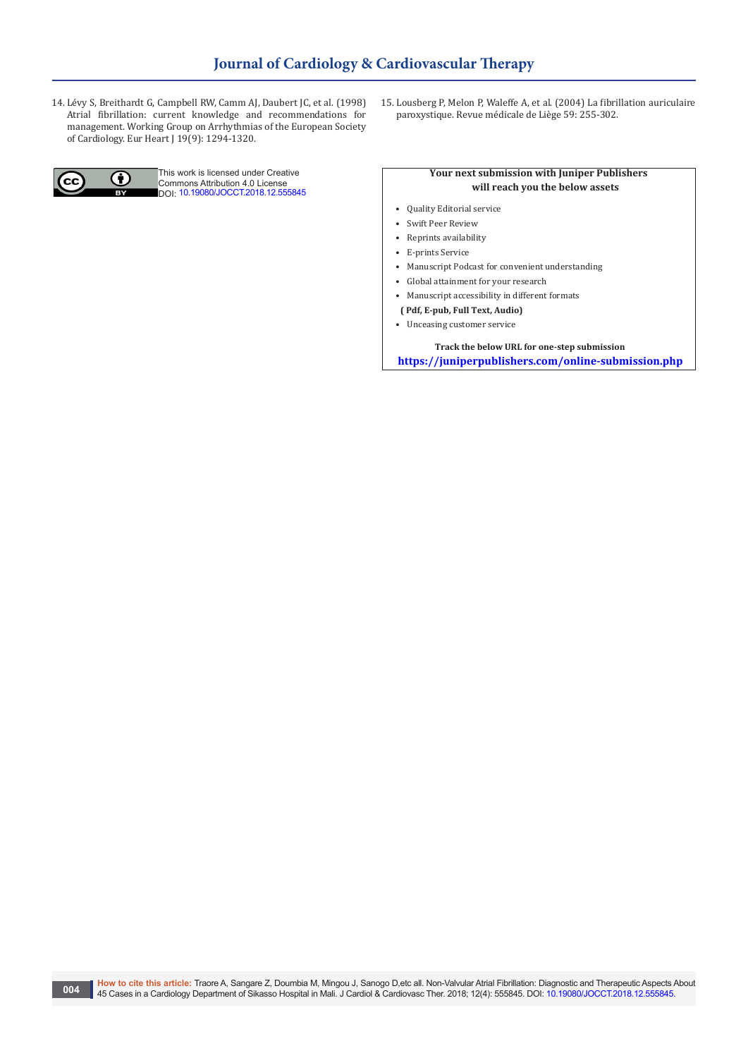14. Lévy S, Breithardt G, Campbell RW, Camm AJ, Daubert JC, et al. (1998) Atrial fibrillation: current knowledge and recommendations for management. Working Group on Arrhythmias of the European Society of Cardiology. Eur Heart J 19(9): 1294-1320.

15. Lousberg P, Melon P, Waleffe A, et al. (2004) La fibrillation auriculaire paroxystique. Revue médicale de Liège 59: 255-302.

This work is licensed under Creative Commons Attribution 4.0 License
DOI: 10.19080/JOCCT.2018.12.555845

**Your next submission with Juniper Publishers will reach you the below assets**

- Quality Editorial service
- Swift Peer Review
- Reprints availability
- E-prints Service
- Manuscript Podcast for convenient understanding
- Global attainment for your research
- Manuscript accessibility in different formats

**( Pdf, E-pub, Full Text, Audio)**

- Unceasing customer service

**Track the below URL for one-step submission**
**https://juniperpublishers.com/online-submission.php**

**How to cite this article:** Traore A, Sangare Z, Doumbia M, Mingou J, Sanogo D,etc all. Non-Valvular Atrial Fibrillation: Diagnostic and Therapeutic Aspects About 45 Cases in a Cardiology Department of Sikasso Hospital in Mali. J Cardiol & Cardiovasc Ther. 2018; 12(4): 555845. DOI: 10.19080/JOCCT.2018.12.555845.